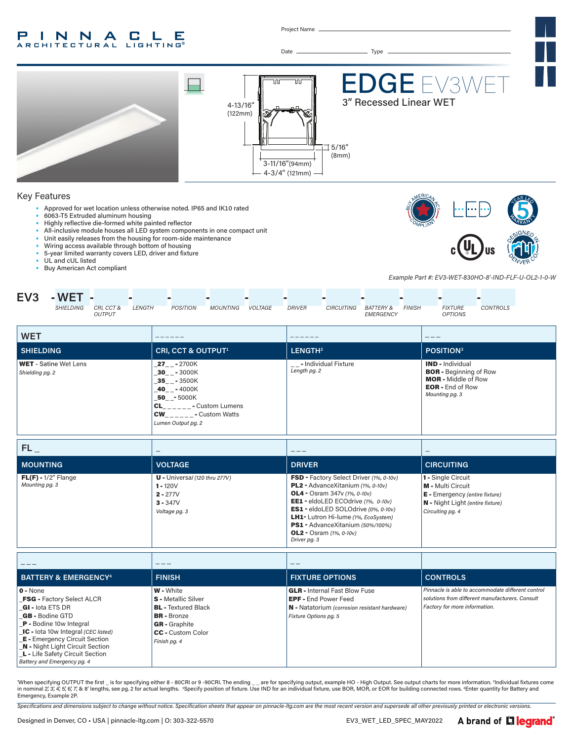# PINNACLE ARCHITECTURAL LIGHTING®

Project Name

Date ______ Type ______

# EDGE EV3WET

## 3" Recessed Linear WET

4-13/16" (122mm)

5/16" (8mm)

3-11/16"(94mm)

4-3/4" (121mm)

## Key Features

- Approved for wet location unless otherwise noted. IP65 and IK10 rated
- 6063-T5 Extruded aluminum housing
- Highly reflective die-formed white painted reflector
- All-inclusive module houses all LED system components in one compact unit
- Unit easily releases from the housing for room-side maintenance
- Wiring access available through bottom of housing
- 5-year limited warranty covers LED, driver and fixture
- UL and cUL listed
- Buy American Act compliant

*Example Part #: EV3-WET-830HO-8'-IND-FLF-U-OL2-1-0-W*

**EV3 - WET** - ___ - ___ - ___ - ___ - ___ - ___ - ___ - ___ - ___ - ___ - ___

SHIELDING | CRI, CCT & OUTPUT | LENGTH | POSITION | MOUNTING | VOLTAGE | DRIVER | CIRCUITING | BATTERY & EMERGENCY | FINISH | FIXTURE OPTIONS | CONTROLS

| WET | _ _ _ _ _ _ | _ _ _ _ _ _ | _ _ _ |
|---|---|---|---|
| **SHIELDING** | **CRI, CCT & OUTPUT**[1] | **LENGTH**[2] | **POSITION**[3] |
| **WET** - Satine Wet Lens<br>*Shielding pg. 2* | **_27_ _** - 2700K<br>**_30_ _** - 3000K<br>**_35_ _** - 3500K<br>**_40_ _** - 4000K<br>**_50_ _** - 5000K<br>**CL_ _ _ _ _ _** - Custom Lumens<br>**CW_ _ _ _ _ _** - Custom Watts<br>*Lumen Output pg. 2* | _ _ - Individual Fixture<br>*Length pg. 2* | **IND** - Individual<br>**BOR** - Beginning of Row<br>**MOR** - Middle of Row<br>**EOR** - End of Row<br>*Mounting pg. 3* |

| FL _ | _ | _ _ _ | _ |
|---|---|---|---|
| **MOUNTING** | **VOLTAGE** | **DRIVER** | **CIRCUITING** |
| **FL(F)** - 1/2" Flange<br>*Mounting pg. 3* | **U** - Universal *(120 thru 277V)*<br>**1** - 120V<br>**2** - 277V<br>**3** - 347V<br>*Voltage pg. 3* | **FSD** - Factory Select Driver *(1%, 0-10v)*<br>**PL2** - AdvanceXitanium *(1%, 0-10v)*<br>**OL4** - Osram 347v *(1%, 0-10v)*<br>**EE1** - eldoLED ECOdrive *(1%, 0-10v)*<br>**ES1** - eldoLED SOLOdrive *(0%, 0-10v)*<br>**LH1** - Lutron Hi-lume *(1%, EcoSystem)*<br>**PS1** - AdvanceXitanium *(50%/100%)*<br>**OL2** - Osram *(1%, 0-10v)*<br>*Driver pg. 3* | **1** - Single Circuit<br>**M** - Multi Circuit<br>**E** - Emergency *(entire fixture)*<br>**N** - Night Light *(entire fixture)*<br>*Circuiting pg. 4* |

| _ _ _ | _ _ _ | _ _ | |
|---|---|---|---|
| **BATTERY & EMERGENCY**[4] | **FINISH** | **FIXTURE OPTIONS** | **CONTROLS** |
| **0** - None<br>**_FSG** - Factory Select ALCR<br>**_GI** - Iota ETS DR<br>**_GB** - Bodine GTD<br>**_P** - Bodine 10w Integral<br>**_IC** - Iota 10w Integral *(CEC listed)*<br>**_E** - Emergency Circuit Section<br>**_N** - Night Light Circuit Section<br>**_L** - Life Safety Circuit Section<br>*Battery and Emergency pg. 4* | **W** - White<br>**S** - Metallic Silver<br>**BL** - Textured Black<br>**BR** - Bronze<br>**GR** - Graphite<br>**CC** - Custom Color<br>*Finish pg. 4* | **GLR** - Internal Fast Blow Fuse<br>**EPF** - End Power Feed<br>**N** - Natatorium *(corrosion resistant hardware)*<br>*Fixture Options pg. 5* | *Pinnacle is able to accommodate different control solutions from different manufacturers. Consult Factory for more information.* |

[1]When specifying OUTPUT the first _ is for specifying either 8 - 80CRI or 9 -90CRI. The ending _ _ are for specifying output, example HO - High Output. See output charts for more information. [2]Individual fixtures come in nominal 2', 3', 4', 5', 6', 7', & 8' lengths, see pg. 2 for actual lengths. [3]Specify position of fixture. Use IND for an individual fixture, use BOR, MOR, or EOR for building connected rows. [4]Enter quantity for Battery and Emergency, Example 2P.

*Specifications and dimensions subject to change without notice. Specification sheets that appear on pinnacle-ltg.com are the most recent version and supersede all other previously printed or electronic versions.*

Designed in Denver, CO • USA | pinnacle-ltg.com | O: 303-322-5570 EV3_WET_LED_SPEC_MAY2022 A brand of legrand®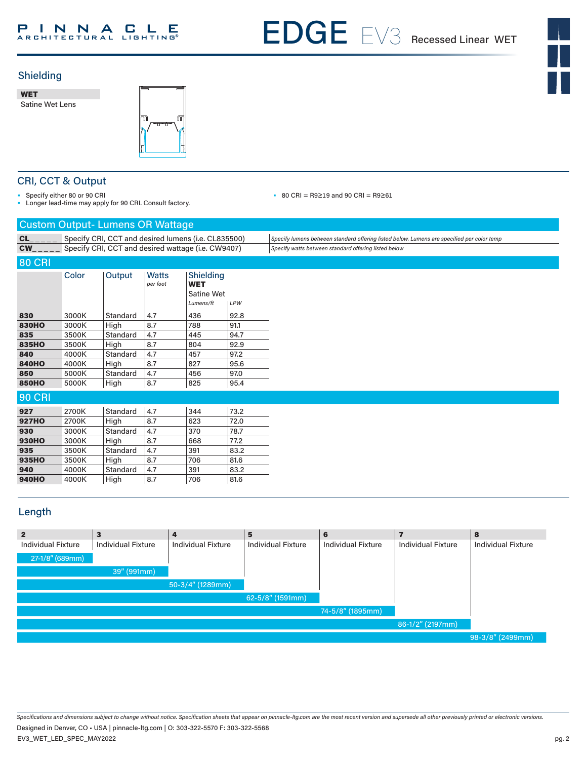# EDGE EV3 Recessed Linear WET

## Shielding

**WET**
Satine Wet Lens

## CRI, CCT & Output

- Specify either 80 or 90 CRI
- Longer lead-time may apply for 90 CRI. Consult factory.
- 80 CRI = R9≥19 and 90 CRI = R9≥61

### Custom Output- Lumens OR Wattage

| | | |
|---|---|---|
| **CL_ _ _ _** | Specify CRI, CCT and desired lumens (i.e. CL835500) | *Specify lumens between standard offering listed below. Lumens are specified per color temp* |
| **CW_ _ _ _** | Specify CRI, CCT and desired wattage (i.e. CW9407) | *Specify watts between standard offering listed below* |

### 80 CRI

| | Color | Output | Watts *per foot* | Shielding **WET** Satine Wet *Lumens/ft* | *LPW* |
|---|---|---|---|---|---|
| **830** | 3000K | Standard | 4.7 | 436 | 92.8 |
| **830HO** | 3000K | High | 8.7 | 788 | 91.1 |
| **835** | 3500K | Standard | 4.7 | 445 | 94.7 |
| **835HO** | 3500K | High | 8.7 | 804 | 92.9 |
| **840** | 4000K | Standard | 4.7 | 457 | 97.2 |
| **840HO** | 4000K | High | 8.7 | 827 | 95.6 |
| **850** | 5000K | Standard | 4.7 | 456 | 97.0 |
| **850HO** | 5000K | High | 8.7 | 825 | 95.4 |

### 90 CRI

| | Color | Output | Watts *per foot* | Shielding **WET** Satine Wet *Lumens/ft* | *LPW* |
|---|---|---|---|---|---|
| **927** | 2700K | Standard | 4.7 | 344 | 73.2 |
| **927HO** | 2700K | High | 8.7 | 623 | 72.0 |
| **930** | 3000K | Standard | 4.7 | 370 | 78.7 |
| **930HO** | 3000K | High | 8.7 | 668 | 77.2 |
| **935** | 3500K | Standard | 4.7 | 391 | 83.2 |
| **935HO** | 3500K | High | 8.7 | 706 | 81.6 |
| **940** | 4000K | Standard | 4.7 | 391 | 83.2 |
| **940HO** | 4000K | High | 8.7 | 706 | 81.6 |

## Length

| Code | Description | Length |
|---|---|---|
| **2** | Individual Fixture | 27-1/8" (689mm) |
| **3** | Individual Fixture | 39" (991mm) |
| **4** | Individual Fixture | 50-3/4" (1289mm) |
| **5** | Individual Fixture | 62-5/8" (1591mm) |
| **6** | Individual Fixture | 74-5/8" (1895mm) |
| **7** | Individual Fixture | 86-1/2" (2197mm) |
| **8** | Individual Fixture | 98-3/8" (2499mm) |

*Specifications and dimensions subject to change without notice. Specification sheets that appear on pinnacle-ltg.com are the most recent version and supersede all other previously printed or electronic versions.*

Designed in Denver, CO • USA | pinnacle-ltg.com | O: 303-322-5570 F: 303-322-5568

EV3_WET_LED_SPEC_MAY2022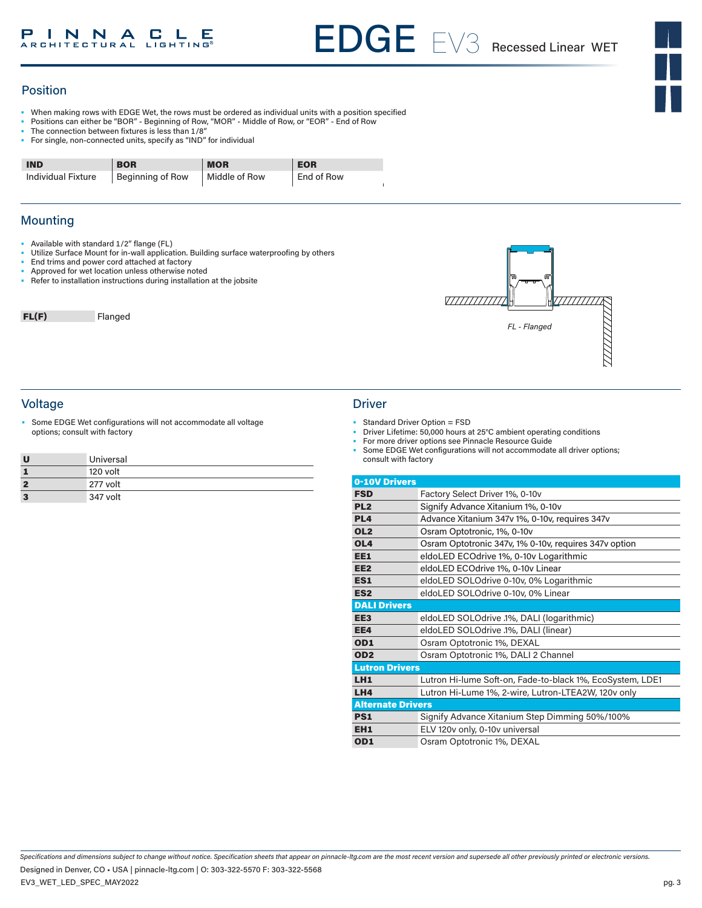## Position

- When making rows with EDGE Wet, the rows must be ordered as individual units with a position specified
- Positions can either be "BOR" - Beginning of Row, "MOR" - Middle of Row, or "EOR" - End of Row
- The connection between fixtures is less than 1/8"
- For single, non-connected units, specify as "IND" for individual

| IND | BOR | MOR | EOR |
|---|---|---|---|
| Individual Fixture | Beginning of Row | Middle of Row | End of Row |

## Mounting

- Available with standard 1/2" flange (FL)
- Utilize Surface Mount for in-wall application. Building surface waterproofing by others
- End trims and power cord attached at factory
- Approved for wet location unless otherwise noted
- Refer to installation instructions during installation at the jobsite

| FL(F) | Flanged |
|---|---|

*FL - Flanged*

## Voltage

- Some EDGE Wet configurations will not accommodate all voltage options; consult with factory

| U | Universal |
|---|---|
| 1 | 120 volt |
| 2 | 277 volt |
| 3 | 347 volt |

## Driver

- Standard Driver Option = FSD
- Driver Lifetime: 50,000 hours at 25°C ambient operating conditions
- For more driver options see Pinnacle Resource Guide
- Some EDGE Wet configurations will not accommodate all driver options; consult with factory

| 0-10V Drivers | |
|---|---|
| FSD | Factory Select Driver 1%, 0-10v |
| PL2 | Signify Advance Xitanium 1%, 0-10v |
| PL4 | Advance Xitanium 347v 1%, 0-10v, requires 347v |
| OL2 | Osram Optotronic, 1%, 0-10v |
| OL4 | Osram Optotronic 347v, 1% 0-10v, requires 347v option |
| EE1 | eldoLED ECOdrive 1%, 0-10v Logarithmic |
| EE2 | eldoLED ECOdrive 1%, 0-10v Linear |
| ES1 | eldoLED SOLOdrive 0-10v, 0% Logarithmic |
| ES2 | eldoLED SOLOdrive 0-10v, 0% Linear |
| **DALI Drivers** | |
| EE3 | eldoLED SOLOdrive .1%, DALI (logarithmic) |
| EE4 | eldoLED SOLOdrive .1%, DALI (linear) |
| OD1 | Osram Optotronic 1%, DEXAL |
| OD2 | Osram Optotronic 1%, DALI 2 Channel |
| **Lutron Drivers** | |
| LH1 | Lutron Hi-lume Soft-on, Fade-to-black 1%, EcoSystem, LDE1 |
| LH4 | Lutron Hi-Lume 1%, 2-wire, Lutron-LTEA2W, 120v only |
| **Alternate Drivers** | |
| PS1 | Signify Advance Xitanium Step Dimming 50%/100% |
| EH1 | ELV 120v only, 0-10v universal |
| OD1 | Osram Optotronic 1%, DEXAL |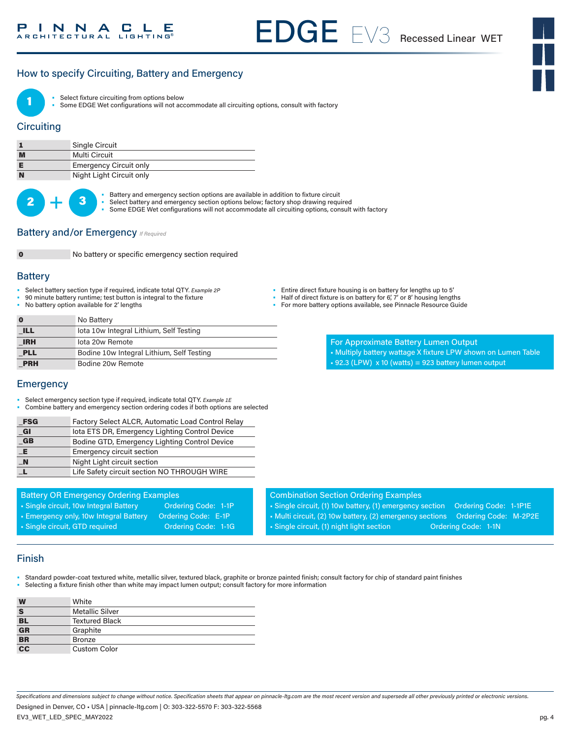# EDGE EV3 Recessed Linear WET

## How to specify Circuiting, Battery and Emergency

**1**

- Select fixture circuiting from options below
- Some EDGE Wet configurations will not accommodate all circuiting options, consult with factory

## Circuiting

| | |
|---|---|
| **1** | Single Circuit |
| **M** | Multi Circuit |
| **E** | Emergency Circuit only |
| **N** | Night Light Circuit only |

**2 + 3**

- Battery and emergency section options are available in addition to fixture circuit
- Select battery and emergency section options below; factory shop drawing required
- Some EDGE Wet configurations will not accommodate all circuiting options, consult with factory

## Battery and/or Emergency *If Required*

| | |
|---|---|
| **0** | No battery or specific emergency section required |

## Battery

- Select battery section type if required, indicate total QTY. *Example 2P*
- 90 minute battery runtime; test button is integral to the fixture
- No battery option available for 2' lengths
- Entire direct fixture housing is on battery for lengths up to 5'
- Half of direct fixture is on battery for 6', 7' or 8' housing lengths
- For more battery options available, see Pinnacle Resource Guide

| | |
|---|---|
| **0** | No Battery |
| **_ILL** | Iota 10w Integral Lithium, Self Testing |
| **_IRH** | Iota 20w Remote |
| **_PLL** | Bodine 10w Integral Lithium, Self Testing |
| **_PRH** | Bodine 20w Remote |

**For Approximate Battery Lumen Output**

- Multiply battery wattage X fixture LPW shown on Lumen Table
- 92.3 (LPW) x 10 (watts) = 923 battery lumen output

## Emergency

- Select emergency section type if required, indicate total QTY. *Example 1E*
- Combine battery and emergency section ordering codes if both options are selected

| | |
|---|---|
| **_FSG** | Factory Select ALCR, Automatic Load Control Relay |
| **_GI** | Iota ETS DR, Emergency Lighting Control Device |
| **_GB** | Bodine GTD, Emergency Lighting Control Device |
| **_E** | Emergency circuit section |
| **_N** | Night Light circuit section |
| **_L** | Life Safety circuit section NO THROUGH WIRE |

**Battery OR Emergency Ordering Examples**

- Single circuit, 10w Integral Battery — Ordering Code: 1-1P
- Emergency only, 10w Integral Battery — Ordering Code: E-1P
- Single circuit, GTD required — Ordering Code: 1-1G

**Combination Section Ordering Examples**

- Single circuit, (1) 10w battery, (1) emergency section — Ordering Code: 1-1P1E
- Multi circuit, (2) 10w battery, (2) emergency sections — Ordering Code: M-2P2E
- Single circuit, (1) night light section — Ordering Code: 1-1N

## Finish

- Standard powder-coat textured white, metallic silver, textured black, graphite or bronze painted finish; consult factory for chip of standard paint finishes
- Selecting a fixture finish other than white may impact lumen output; consult factory for more information

| | |
|---|---|
| **W** | White |
| **S** | Metallic Silver |
| **BL** | Textured Black |
| **GR** | Graphite |
| **BR** | Bronze |
| **CC** | Custom Color |

*Specifications and dimensions subject to change without notice. Specification sheets that appear on pinnacle-ltg.com are the most recent version and supersede all other previously printed or electronic versions.*

Designed in Denver, CO • USA | pinnacle-ltg.com | O: 303-322-5570 F: 303-322-5568

EV3_WET_LED_SPEC_MAY2022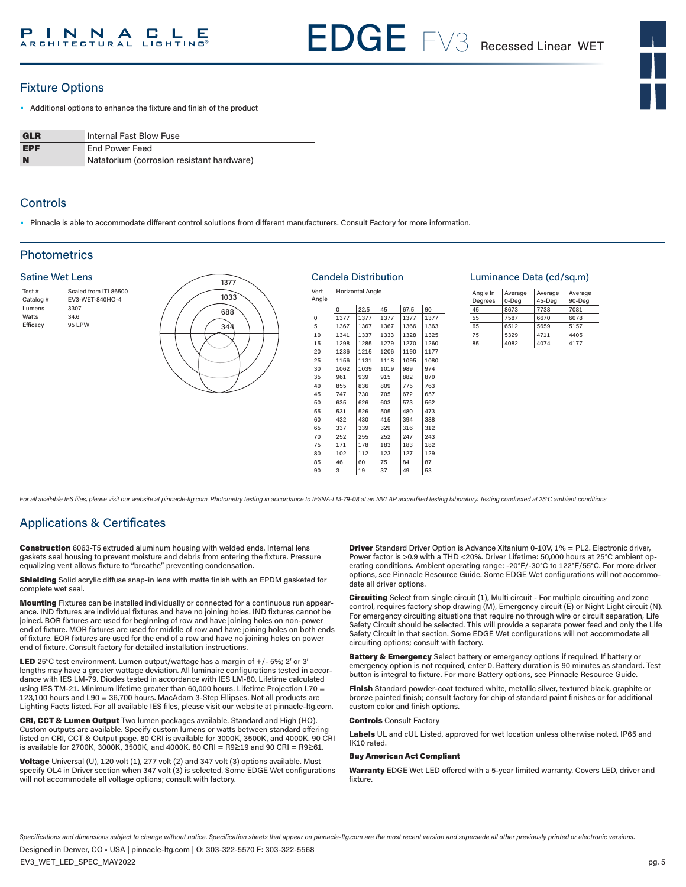# EDGE EV3 Recessed Linear WET

## Fixture Options

- Additional options to enhance the fixture and finish of the product

| | |
|---|---|
| **GLR** | Internal Fast Blow Fuse |
| **EPF** | End Power Feed |
| **N** | Natatorium (corrosion resistant hardware) |

## Controls

- Pinnacle is able to accommodate different control solutions from different manufacturers. Consult Factory for more information.

## Photometrics

### Satine Wet Lens

| | |
|---|---|
| Test # | Scaled from ITL86500 |
| Catalog # | EV3-WET-840HO-4 |
| Lumens | 3307 |
| Watts | 34.6 |
| Efficacy | 95 LPW |

1377
1033
688
344

### Candela Distribution

| Vert Angle | Horizontal Angle 0 | 22.5 | 45 | 67.5 | 90 |
|---|---|---|---|---|---|
| 0 | 1377 | 1377 | 1377 | 1377 | 1377 |
| 5 | 1367 | 1367 | 1367 | 1366 | 1363 |
| 10 | 1341 | 1337 | 1333 | 1328 | 1325 |
| 15 | 1298 | 1285 | 1279 | 1270 | 1260 |
| 20 | 1236 | 1215 | 1206 | 1190 | 1177 |
| 25 | 1156 | 1131 | 1118 | 1095 | 1080 |
| 30 | 1062 | 1039 | 1019 | 989 | 974 |
| 35 | 961 | 939 | 915 | 882 | 870 |
| 40 | 855 | 836 | 809 | 775 | 763 |
| 45 | 747 | 730 | 705 | 672 | 657 |
| 50 | 635 | 626 | 603 | 573 | 562 |
| 55 | 531 | 526 | 505 | 480 | 473 |
| 60 | 432 | 430 | 415 | 394 | 388 |
| 65 | 337 | 339 | 329 | 316 | 312 |
| 70 | 252 | 255 | 252 | 247 | 243 |
| 75 | 171 | 178 | 183 | 183 | 182 |
| 80 | 102 | 112 | 123 | 127 | 129 |
| 85 | 46 | 60 | 75 | 84 | 87 |
| 90 | 3 | 19 | 37 | 49 | 53 |

### Luminance Data (cd/sq.m)

| Angle In Degrees | Average 0-Deg | Average 45-Deg | Average 90-Deg |
|---|---|---|---|
| 45 | 8673 | 7738 | 7081 |
| 55 | 7587 | 6670 | 6078 |
| 65 | 6512 | 5659 | 5157 |
| 75 | 5329 | 4711 | 4405 |
| 85 | 4082 | 4074 | 4177 |

*For all available IES files, please visit our website at pinnacle-ltg.com. Photometry testing in accordance to IESNA-LM-79-08 at an NVLAP accredited testing laboratory. Testing conducted at 25°C ambient conditions*

## Applications & Certificates

**Construction** 6063-T5 extruded aluminum housing with welded ends. Internal lens gaskets seal housing to prevent moisture and debris from entering the fixture. Pressure equalizing vent allows fixture to "breathe" preventing condensation.

**Shielding** Solid acrylic diffuse snap-in lens with matte finish with an EPDM gasketed for complete wet seal.

**Mounting** Fixtures can be installed individually or connected for a continuous run appearance. IND fixtures are individual fixtures and have no joining holes. IND fixtures cannot be joined. BOR fixtures are used for beginning of row and have joining holes on non-power end of fixture. MOR fixtures are used for middle of row and have joining holes on both ends of fixture. EOR fixtures are used for the end of a row and have no joining holes on power end of fixture. Consult factory for detailed installation instructions.

**LED** 25°C test environment. Lumen output/wattage has a margin of +/- 5%; 2' or 3' lengths may have a greater wattage deviation. All luminaire configurations tested in accordance with IES LM-79. Diodes tested in accordance with IES LM-80. Lifetime calculated using IES TM-21. Minimum lifetime greater than 60,000 hours. Lifetime Projection L70 = 123,100 hours and L90 = 36,700 hours. MacAdam 3-Step Ellipses. Not all products are Lighting Facts listed. For all available IES files, please visit our website at pinnacle-ltg.com.

**CRI, CCT & Lumen Output** Two lumen packages available. Standard and High (HO). Custom outputs are available. Specify custom lumens or watts between standard offering listed on CRI, CCT & Output page. 80 CRI is available for 3000K, 3500K, and 4000K. 90 CRI is available for 2700K, 3000K, 3500K, and 4000K. 80 CRI = R9≥19 and 90 CRI = R9≥61.

**Voltage** Universal (U), 120 volt (1), 277 volt (2) and 347 volt (3) options available. Must specify OL4 in Driver section when 347 volt (3) is selected. Some EDGE Wet configurations will not accommodate all voltage options; consult with factory.

**Driver** Standard Driver Option is Advance Xitanium 0-10V, 1% = PL2. Electronic driver, Power factor is >0.9 with a THD <20%. Driver Lifetime: 50,000 hours at 25°C ambient operating conditions. Ambient operating range: -20°F/-30°C to 122°F/55°C. For more driver options, see Pinnacle Resource Guide. Some EDGE Wet configurations will not accommodate all driver options.

**Circuiting** Select from single circuit (1), Multi circuit - For multiple circuiting and zone control, requires factory shop drawing (M), Emergency circuit (E) or Night Light circuit (N). For emergency circuiting situations that require no through wire or circuit separation, Life Safety Circuit should be selected. This will provide a separate power feed and only the Life Safety Circuit in that section. Some EDGE Wet configurations will not accommodate all circuiting options; consult with factory.

**Battery & Emergency** Select battery or emergency options if required. If battery or emergency option is not required, enter 0. Battery duration is 90 minutes as standard. Test button is integral to fixture. For more Battery options, see Pinnacle Resource Guide.

**Finish** Standard powder-coat textured white, metallic silver, textured black, graphite or bronze painted finish; consult factory for chip of standard paint finishes or for additional custom color and finish options.

**Controls** Consult Factory

**Labels** UL and cUL Listed, approved for wet location unless otherwise noted. IP65 and IK10 rated.

**Buy American Act Compliant**

**Warranty** EDGE Wet LED offered with a 5-year limited warranty. Covers LED, driver and fixture.

*Specifications and dimensions subject to change without notice. Specification sheets that appear on pinnacle-ltg.com are the most recent version and supersede all other previously printed or electronic versions.*

Designed in Denver, CO • USA | pinnacle-ltg.com | O: 303-322-5570 F: 303-322-5568

EV3_WET_LED_SPEC_MAY2022